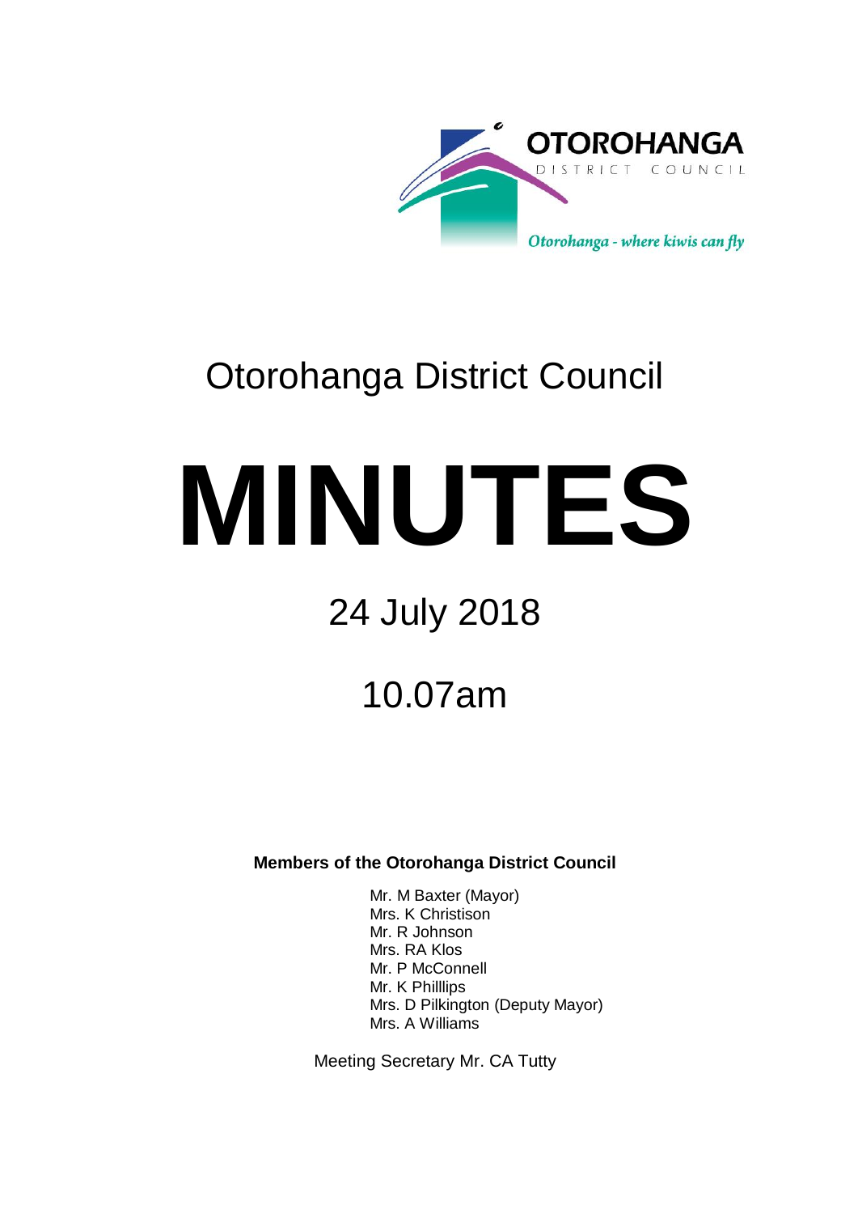OTOROHANGA
DISTRICT COUNCIL

*Otorohanga - where kiwis can fly*

# Otorohanga District Council

# MINUTES

## 24 July 2018

## 10.07am

**Members of the Otorohanga District Council**

Mr. M Baxter (Mayor)
Mrs. K Christison
Mr. R Johnson
Mrs. RA Klos
Mr. P McConnell
Mr. K Philllips
Mrs. D Pilkington (Deputy Mayor)
Mrs. A Williams

Meeting Secretary Mr. CA Tutty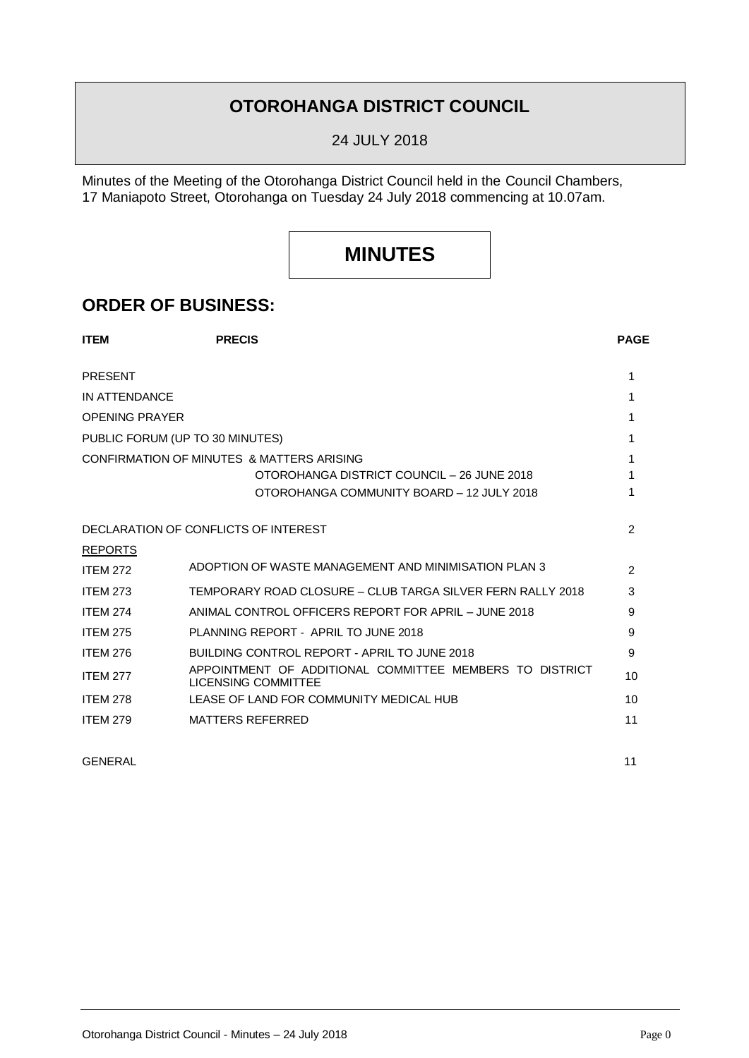# OTOROHANGA DISTRICT COUNCIL

24 JULY 2018

Minutes of the Meeting of the Otorohanga District Council held in the Council Chambers, 17 Maniapoto Street, Otorohanga on Tuesday 24 July 2018 commencing at 10.07am.

# MINUTES

## ORDER OF BUSINESS:

| ITEM | PRECIS | PAGE |
|---|---|---|
| PRESENT | | 1 |
| IN ATTENDANCE | | 1 |
| OPENING PRAYER | | 1 |
| PUBLIC FORUM (UP TO 30 MINUTES) | | 1 |
| CONFIRMATION OF MINUTES & MATTERS ARISING | | 1 |
| | OTOROHANGA DISTRICT COUNCIL – 26 JUNE 2018 | 1 |
| | OTOROHANGA COMMUNITY BOARD – 12 JULY 2018 | 1 |
| DECLARATION OF CONFLICTS OF INTEREST | | 2 |
| REPORTS | | |
| ITEM 272 | ADOPTION OF WASTE MANAGEMENT AND MINIMISATION PLAN 3 | 2 |
| ITEM 273 | TEMPORARY ROAD CLOSURE – CLUB TARGA SILVER FERN RALLY 2018 | 3 |
| ITEM 274 | ANIMAL CONTROL OFFICERS REPORT FOR APRIL – JUNE 2018 | 9 |
| ITEM 275 | PLANNING REPORT - APRIL TO JUNE 2018 | 9 |
| ITEM 276 | BUILDING CONTROL REPORT - APRIL TO JUNE 2018 | 9 |
| ITEM 277 | APPOINTMENT OF ADDITIONAL COMMITTEE MEMBERS TO DISTRICT LICENSING COMMITTEE | 10 |
| ITEM 278 | LEASE OF LAND FOR COMMUNITY MEDICAL HUB | 10 |
| ITEM 279 | MATTERS REFERRED | 11 |
| GENERAL | | 11 |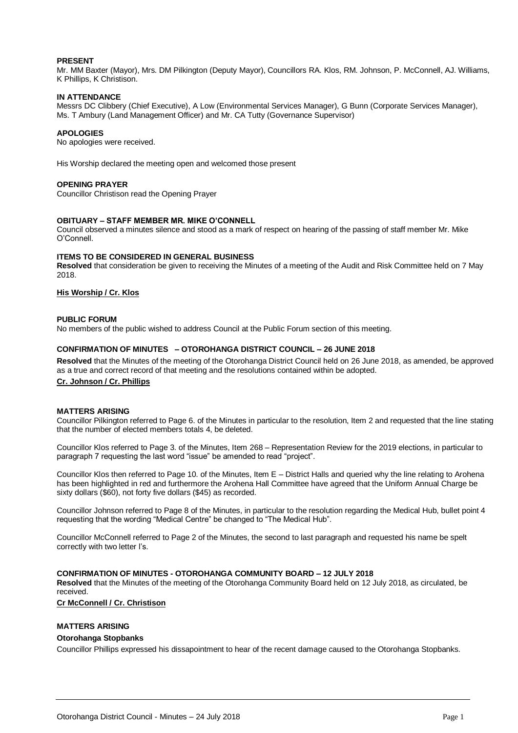**PRESENT**
Mr. MM Baxter (Mayor), Mrs. DM Pilkington (Deputy Mayor), Councillors RA. Klos, RM. Johnson, P. McConnell, AJ. Williams, K Phillips, K Christison.

**IN ATTENDANCE**
Messrs DC Clibbery (Chief Executive), A Low (Environmental Services Manager), G Bunn (Corporate Services Manager), Ms. T Ambury (Land Management Officer) and Mr. CA Tutty (Governance Supervisor)

**APOLOGIES**
No apologies were received.

His Worship declared the meeting open and welcomed those present

**OPENING PRAYER**
Councillor Christison read the Opening Prayer

**OBITUARY – STAFF MEMBER MR. MIKE O'CONNELL**
Council observed a minutes silence and stood as a mark of respect on hearing of the passing of staff member Mr. Mike O'Connell.

**ITEMS TO BE CONSIDERED IN GENERAL BUSINESS**
**Resolved** that consideration be given to receiving the Minutes of a meeting of the Audit and Risk Committee held on 7 May 2018.

**His Worship / Cr. Klos**

**PUBLIC FORUM**
No members of the public wished to address Council at the Public Forum section of this meeting.

**CONFIRMATION OF MINUTES – OTOROHANGA DISTRICT COUNCIL – 26 JUNE 2018**
**Resolved** that the Minutes of the meeting of the Otorohanga District Council held on 26 June 2018, as amended, be approved as a true and correct record of that meeting and the resolutions contained within be adopted.
**Cr. Johnson / Cr. Phillips**

**MATTERS ARISING**
Councillor Pilkington referred to Page 6. of the Minutes in particular to the resolution, Item 2 and requested that the line stating that the number of elected members totals 4, be deleted.

Councillor Klos referred to Page 3. of the Minutes, Item 268 – Representation Review for the 2019 elections, in particular to paragraph 7 requesting the last word "issue" be amended to read "project".

Councillor Klos then referred to Page 10. of the Minutes, Item E – District Halls and queried why the line relating to Arohena has been highlighted in red and furthermore the Arohena Hall Committee have agreed that the Uniform Annual Charge be sixty dollars ($60), not forty five dollars ($45) as recorded.

Councillor Johnson referred to Page 8 of the Minutes, in particular to the resolution regarding the Medical Hub, bullet point 4 requesting that the wording "Medical Centre" be changed to "The Medical Hub".

Councillor McConnell referred to Page 2 of the Minutes, the second to last paragraph and requested his name be spelt correctly with two letter l's.

**CONFIRMATION OF MINUTES - OTOROHANGA COMMUNITY BOARD – 12 JULY 2018**
**Resolved** that the Minutes of the meeting of the Otorohanga Community Board held on 12 July 2018, as circulated, be received.
**Cr McConnell / Cr. Christison**

**MATTERS ARISING**

**Otorohanga Stopbanks**
Councillor Phillips expressed his dissapointment to hear of the recent damage caused to the Otorohanga Stopbanks.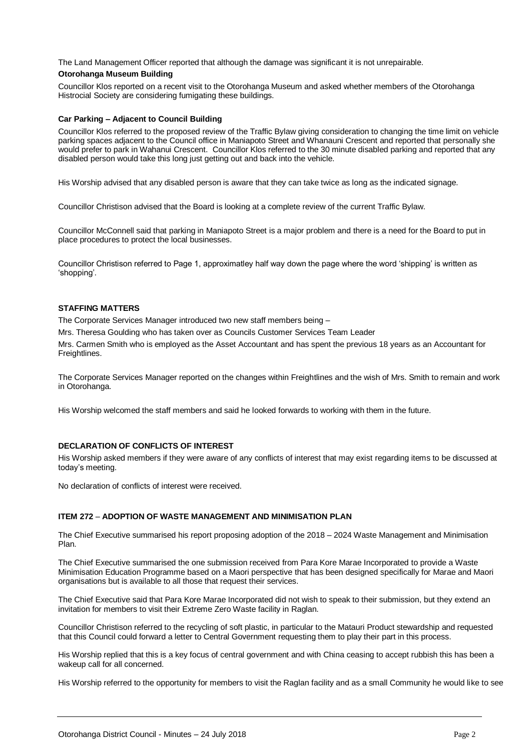The Land Management Officer reported that although the damage was significant it is not unrepairable.

**Otorohanga Museum Building**

Councillor Klos reported on a recent visit to the Otorohanga Museum and asked whether members of the Otorohanga Histrocial Society are considering fumigating these buildings.

**Car Parking – Adjacent to Council Building**

Councillor Klos referred to the proposed review of the Traffic Bylaw giving consideration to changing the time limit on vehicle parking spaces adjacent to the Council office in Maniapoto Street and Whanauni Crescent and reported that personally she would prefer to park in Wahanui Crescent. Councillor Klos referred to the 30 minute disabled parking and reported that any disabled person would take this long just getting out and back into the vehicle.

His Worship advised that any disabled person is aware that they can take twice as long as the indicated signage.

Councillor Christison advised that the Board is looking at a complete review of the current Traffic Bylaw.

Councillor McConnell said that parking in Maniapoto Street is a major problem and there is a need for the Board to put in place procedures to protect the local businesses.

Councillor Christison referred to Page 1, approximatley half way down the page where the word 'shipping' is written as 'shopping'.

**STAFFING MATTERS**

The Corporate Services Manager introduced two new staff members being –

Mrs. Theresa Goulding who has taken over as Councils Customer Services Team Leader

Mrs. Carmen Smith who is employed as the Asset Accountant and has spent the previous 18 years as an Accountant for Freightlines.

The Corporate Services Manager reported on the changes within Freightlines and the wish of Mrs. Smith to remain and work in Otorohanga.

His Worship welcomed the staff members and said he looked forwards to working with them in the future.

**DECLARATION OF CONFLICTS OF INTEREST**

His Worship asked members if they were aware of any conflicts of interest that may exist regarding items to be discussed at today's meeting.

No declaration of conflicts of interest were received.

**ITEM 272 – ADOPTION OF WASTE MANAGEMENT AND MINIMISATION PLAN**

The Chief Executive summarised his report proposing adoption of the 2018 – 2024 Waste Management and Minimisation Plan.

The Chief Executive summarised the one submission received from Para Kore Marae Incorporated to provide a Waste Minimisation Education Programme based on a Maori perspective that has been designed specifically for Marae and Maori organisations but is available to all those that request their services.

The Chief Executive said that Para Kore Marae Incorporated did not wish to speak to their submission, but they extend an invitation for members to visit their Extreme Zero Waste facility in Raglan.

Councillor Christison referred to the recycling of soft plastic, in particular to the Matauri Product stewardship and requested that this Council could forward a letter to Central Government requesting them to play their part in this process.

His Worship replied that this is a key focus of central government and with China ceasing to accept rubbish this has been a wakeup call for all concerned.

His Worship referred to the opportunity for members to visit the Raglan facility and as a small Community he would like to see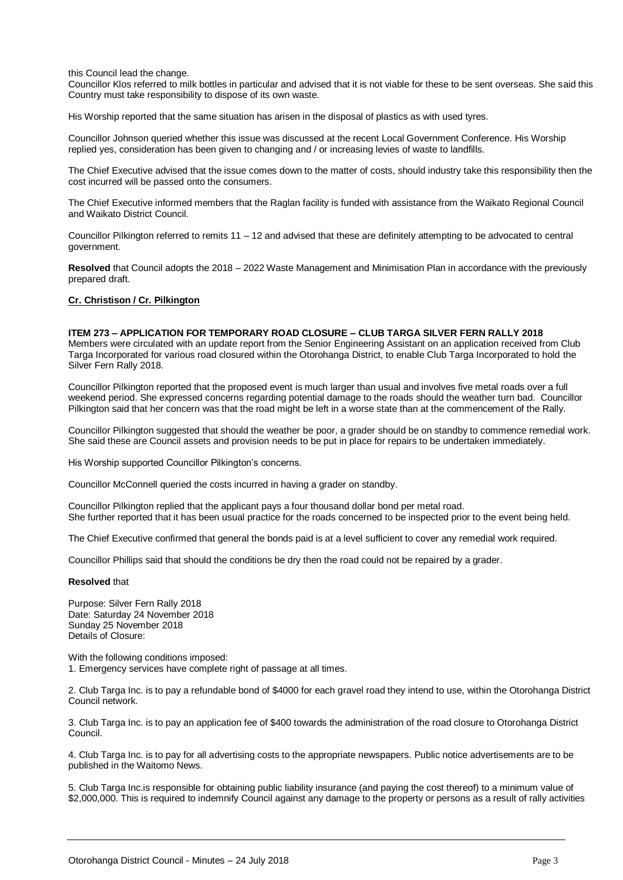this Council lead the change.
Councillor Klos referred to milk bottles in particular and advised that it is not viable for these to be sent overseas. She said this Country must take responsibility to dispose of its own waste.

His Worship reported that the same situation has arisen in the disposal of plastics as with used tyres.

Councillor Johnson queried whether this issue was discussed at the recent Local Government Conference. His Worship replied yes, consideration has been given to changing and / or increasing levies of waste to landfills.

The Chief Executive advised that the issue comes down to the matter of costs, should industry take this responsibility then the cost incurred will be passed onto the consumers.

The Chief Executive informed members that the Raglan facility is funded with assistance from the Waikato Regional Council and Waikato District Council.

Councillor Pilkington referred to remits 11 – 12 and advised that these are definitely attempting to be advocated to central government.

**Resolved** that Council adopts the 2018 – 2022 Waste Management and Minimisation Plan in accordance with the previously prepared draft.

**Cr. Christison / Cr. Pilkington**

**ITEM 273 – APPLICATION FOR TEMPORARY ROAD CLOSURE – CLUB TARGA SILVER FERN RALLY 2018**
Members were circulated with an update report from the Senior Engineering Assistant on an application received from Club Targa Incorporated for various road closured within the Otorohanga District, to enable Club Targa Incorporated to hold the Silver Fern Rally 2018.

Councillor Pilkington reported that the proposed event is much larger than usual and involves five metal roads over a full weekend period. She expressed concerns regarding potential damage to the roads should the weather turn bad. Councillor Pilkington said that her concern was that the road might be left in a worse state than at the commencement of the Rally.

Councillor Pilkington suggested that should the weather be poor, a grader should be on standby to commence remedial work. She said these are Council assets and provision needs to be put in place for repairs to be undertaken immediately.

His Worship supported Councillor Pilkington's concerns.

Councillor McConnell queried the costs incurred in having a grader on standby.

Councillor Pilkington replied that the applicant pays a four thousand dollar bond per metal road.
She further reported that it has been usual practice for the roads concerned to be inspected prior to the event being held.

The Chief Executive confirmed that general the bonds paid is at a level sufficient to cover any remedial work required.

Councillor Phillips said that should the conditions be dry then the road could not be repaired by a grader.

**Resolved** that

Purpose: Silver Fern Rally 2018
Date: Saturday 24 November 2018
Sunday 25 November 2018
Details of Closure:

With the following conditions imposed:
1. Emergency services have complete right of passage at all times.

2. Club Targa Inc. is to pay a refundable bond of $4000 for each gravel road they intend to use, within the Otorohanga District Council network.

3. Club Targa Inc. is to pay an application fee of $400 towards the administration of the road closure to Otorohanga District Council.

4. Club Targa Inc. is to pay for all advertising costs to the appropriate newspapers. Public notice advertisements are to be published in the Waitomo News.

5. Club Targa Inc.is responsible for obtaining public liability insurance (and paying the cost thereof) to a minimum value of $2,000,000. This is required to indemnify Council against any damage to the property or persons as a result of rally activities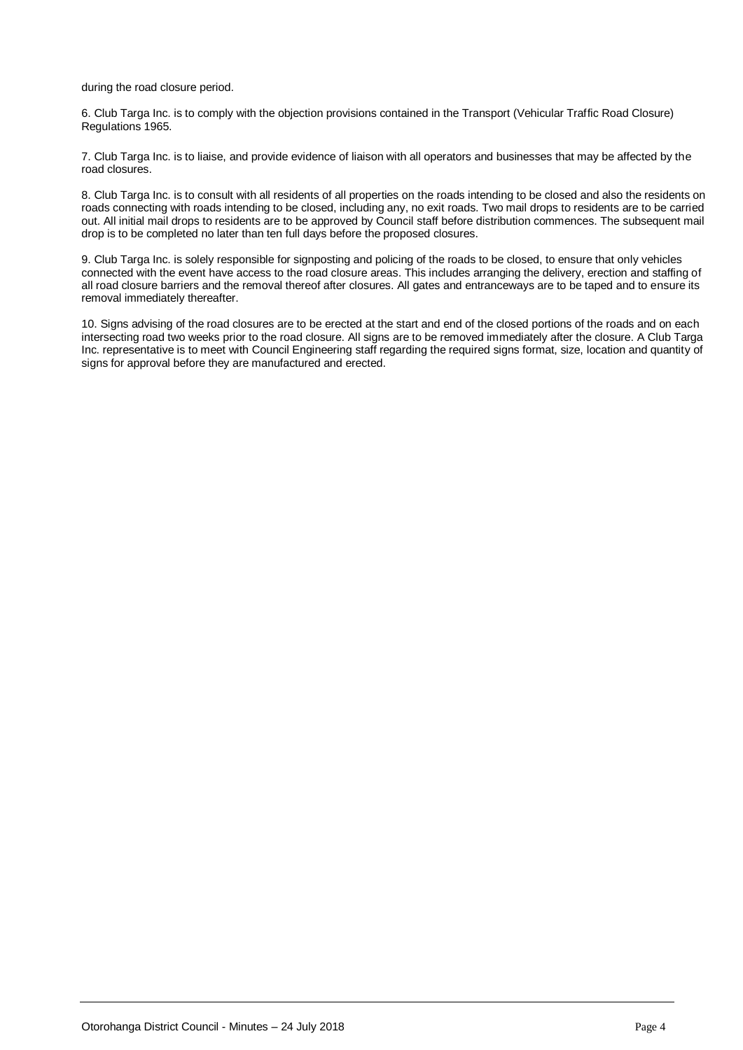during the road closure period.

6. Club Targa Inc. is to comply with the objection provisions contained in the Transport (Vehicular Traffic Road Closure) Regulations 1965.

7. Club Targa Inc. is to liaise, and provide evidence of liaison with all operators and businesses that may be affected by the road closures.

8. Club Targa Inc. is to consult with all residents of all properties on the roads intending to be closed and also the residents on roads connecting with roads intending to be closed, including any, no exit roads. Two mail drops to residents are to be carried out. All initial mail drops to residents are to be approved by Council staff before distribution commences. The subsequent mail drop is to be completed no later than ten full days before the proposed closures.

9. Club Targa Inc. is solely responsible for signposting and policing of the roads to be closed, to ensure that only vehicles connected with the event have access to the road closure areas. This includes arranging the delivery, erection and staffing of all road closure barriers and the removal thereof after closures. All gates and entranceways are to be taped and to ensure its removal immediately thereafter.

10. Signs advising of the road closures are to be erected at the start and end of the closed portions of the roads and on each intersecting road two weeks prior to the road closure. All signs are to be removed immediately after the closure. A Club Targa Inc. representative is to meet with Council Engineering staff regarding the required signs format, size, location and quantity of signs for approval before they are manufactured and erected.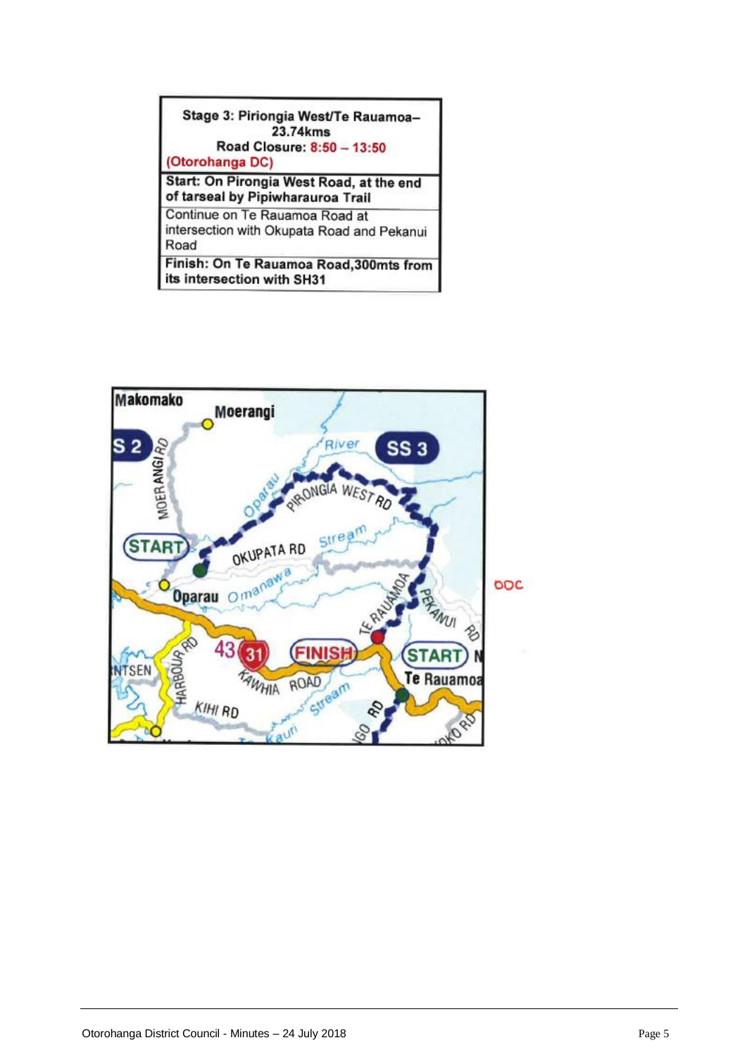| Stage 3: Piriongia West/Te Rauamoa– 23.74kms Road Closure: 8:50 – 13:50 (Otorohanga DC) |
|---|
| **Start: On Pirongia West Road, at the end of tarseal by Pipiwharauroa Trail** |
| Continue on Te Rauamoa Road at intersection with Okupata Road and Pekanui Road |
| **Finish: On Te Rauamoa Road,300mts from its intersection with SH31** |

ODC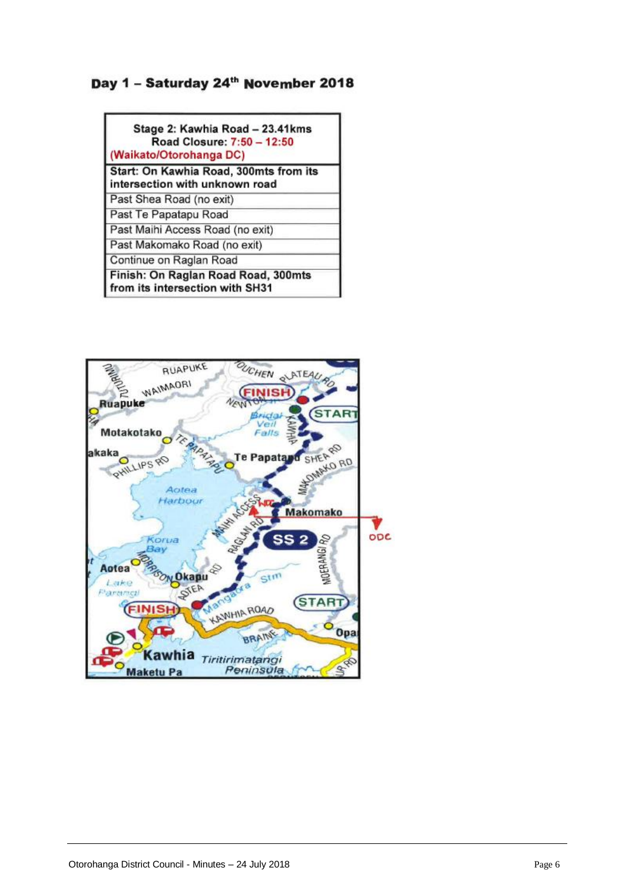## Day 1 – Saturday 24th November 2018

| Stage 2: Kawhia Road – 23.41kms<br>Road Closure: 7:50 – 12:50<br>(Waikato/Otorohanga DC) |
|---|
| **Start: On Kawhia Road, 300mts from its intersection with unknown road** |
| Past Shea Road (no exit) |
| Past Te Papatapu Road |
| Past Maihi Access Road (no exit) |
| Past Makomako Road (no exit) |
| Continue on Raglan Road |
| **Finish: On Raglan Road Road, 300mts from its intersection with SH31** |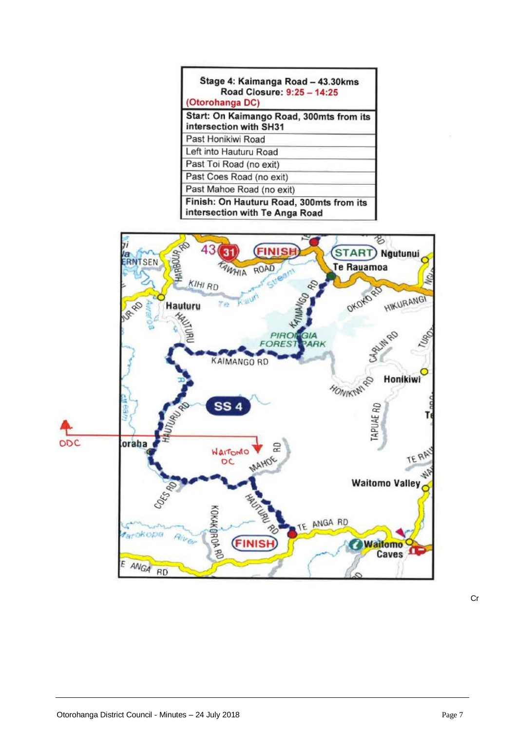| Stage 4: Kaimanga Road – 43.30kms<br>Road Closure: 9:25 – 14:25<br>(Otorohanga DC) |
|---|
| **Start: On Kaimango Road, 300mts from its intersection with SH31** |
| Past Honikiwi Road |
| Left into Hauturu Road |
| Past Toi Road (no exit) |
| Past Coes Road (no exit) |
| Past Mahoe Road (no exit) |
| **Finish: On Hauturu Road, 300mts from its intersection with Te Anga Road** |

Cr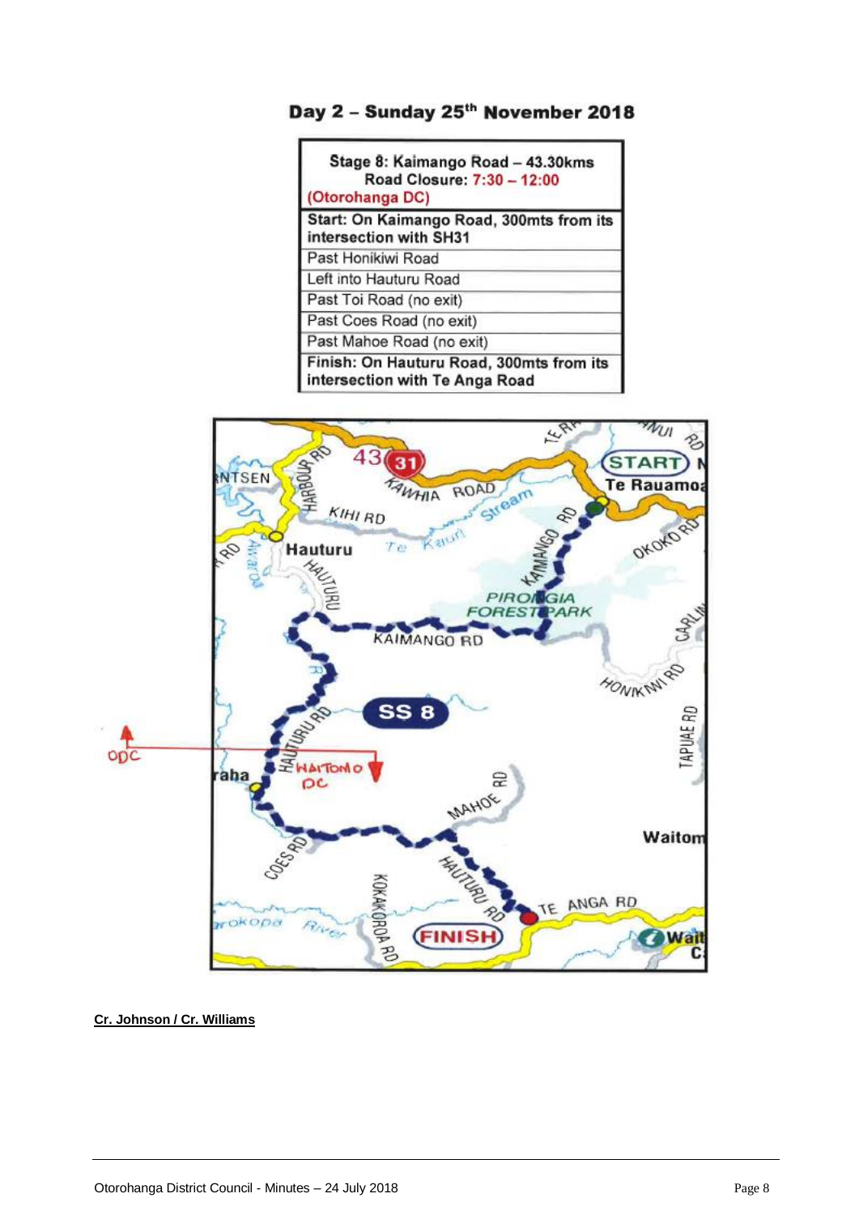## Day 2 – Sunday 25th November 2018

| Stage 8: Kaimango Road – 43.30kms<br>Road Closure: 7:30 – 12:00<br>(Otorohanga DC) |
|---|
| **Start: On Kaimango Road, 300mts from its intersection with SH31** |
| Past Honikiwi Road |
| Left into Hauturu Road |
| Past Toi Road (no exit) |
| Past Coes Road (no exit) |
| Past Mahoe Road (no exit) |
| **Finish: On Hauturu Road, 300mts from its intersection with Te Anga Road** |

**Cr. Johnson / Cr. Williams**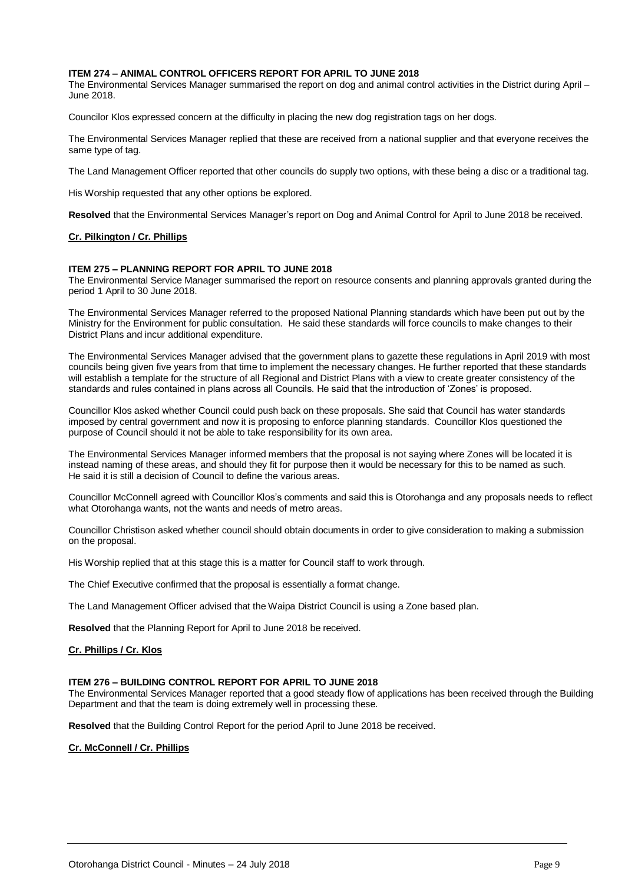**ITEM 274 – ANIMAL CONTROL OFFICERS REPORT FOR APRIL TO JUNE 2018**

The Environmental Services Manager summarised the report on dog and animal control activities in the District during April – June 2018.

Councilor Klos expressed concern at the difficulty in placing the new dog registration tags on her dogs.

The Environmental Services Manager replied that these are received from a national supplier and that everyone receives the same type of tag.

The Land Management Officer reported that other councils do supply two options, with these being a disc or a traditional tag.

His Worship requested that any other options be explored.

**Resolved** that the Environmental Services Manager's report on Dog and Animal Control for April to June 2018 be received.

**Cr. Pilkington / Cr. Phillips**

**ITEM 275 – PLANNING REPORT FOR APRIL TO JUNE 2018**

The Environmental Service Manager summarised the report on resource consents and planning approvals granted during the period 1 April to 30 June 2018.

The Environmental Services Manager referred to the proposed National Planning standards which have been put out by the Ministry for the Environment for public consultation. He said these standards will force councils to make changes to their District Plans and incur additional expenditure.

The Environmental Services Manager advised that the government plans to gazette these regulations in April 2019 with most councils being given five years from that time to implement the necessary changes. He further reported that these standards will establish a template for the structure of all Regional and District Plans with a view to create greater consistency of the standards and rules contained in plans across all Councils. He said that the introduction of 'Zones' is proposed.

Councillor Klos asked whether Council could push back on these proposals. She said that Council has water standards imposed by central government and now it is proposing to enforce planning standards. Councillor Klos questioned the purpose of Council should it not be able to take responsibility for its own area.

The Environmental Services Manager informed members that the proposal is not saying where Zones will be located it is instead naming of these areas, and should they fit for purpose then it would be necessary for this to be named as such. He said it is still a decision of Council to define the various areas.

Councillor McConnell agreed with Councillor Klos's comments and said this is Otorohanga and any proposals needs to reflect what Otorohanga wants, not the wants and needs of metro areas.

Councillor Christison asked whether council should obtain documents in order to give consideration to making a submission on the proposal.

His Worship replied that at this stage this is a matter for Council staff to work through.

The Chief Executive confirmed that the proposal is essentially a format change.

The Land Management Officer advised that the Waipa District Council is using a Zone based plan.

**Resolved** that the Planning Report for April to June 2018 be received.

**Cr. Phillips / Cr. Klos**

**ITEM 276 – BUILDING CONTROL REPORT FOR APRIL TO JUNE 2018**

The Environmental Services Manager reported that a good steady flow of applications has been received through the Building Department and that the team is doing extremely well in processing these.

**Resolved** that the Building Control Report for the period April to June 2018 be received.

**Cr. McConnell / Cr. Phillips**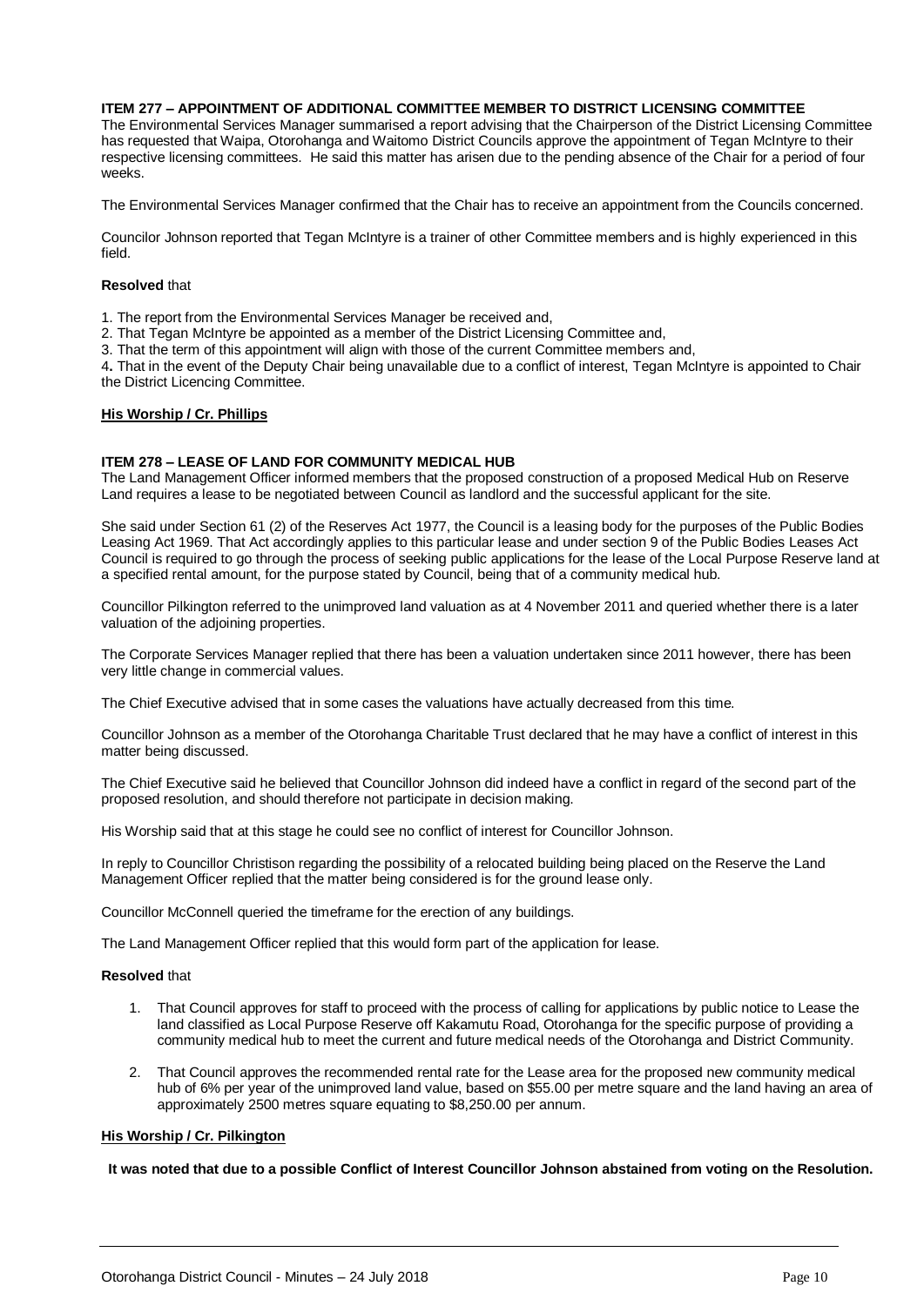**ITEM 277 – APPOINTMENT OF ADDITIONAL COMMITTEE MEMBER TO DISTRICT LICENSING COMMITTEE**

The Environmental Services Manager summarised a report advising that the Chairperson of the District Licensing Committee has requested that Waipa, Otorohanga and Waitomo District Councils approve the appointment of Tegan McIntyre to their respective licensing committees. He said this matter has arisen due to the pending absence of the Chair for a period of four weeks.

The Environmental Services Manager confirmed that the Chair has to receive an appointment from the Councils concerned.

Councilor Johnson reported that Tegan McIntyre is a trainer of other Committee members and is highly experienced in this field.

**Resolved** that

1. The report from the Environmental Services Manager be received and,
2. That Tegan McIntyre be appointed as a member of the District Licensing Committee and,
3. That the term of this appointment will align with those of the current Committee members and,
4. That in the event of the Deputy Chair being unavailable due to a conflict of interest, Tegan McIntyre is appointed to Chair the District Licencing Committee.

**His Worship / Cr. Phillips**

**ITEM 278 – LEASE OF LAND FOR COMMUNITY MEDICAL HUB**

The Land Management Officer informed members that the proposed construction of a proposed Medical Hub on Reserve Land requires a lease to be negotiated between Council as landlord and the successful applicant for the site.

She said under Section 61 (2) of the Reserves Act 1977, the Council is a leasing body for the purposes of the Public Bodies Leasing Act 1969. That Act accordingly applies to this particular lease and under section 9 of the Public Bodies Leases Act Council is required to go through the process of seeking public applications for the lease of the Local Purpose Reserve land at a specified rental amount, for the purpose stated by Council, being that of a community medical hub.

Councillor Pilkington referred to the unimproved land valuation as at 4 November 2011 and queried whether there is a later valuation of the adjoining properties.

The Corporate Services Manager replied that there has been a valuation undertaken since 2011 however, there has been very little change in commercial values.

The Chief Executive advised that in some cases the valuations have actually decreased from this time.

Councillor Johnson as a member of the Otorohanga Charitable Trust declared that he may have a conflict of interest in this matter being discussed.

The Chief Executive said he believed that Councillor Johnson did indeed have a conflict in regard of the second part of the proposed resolution, and should therefore not participate in decision making.

His Worship said that at this stage he could see no conflict of interest for Councillor Johnson.

In reply to Councillor Christison regarding the possibility of a relocated building being placed on the Reserve the Land Management Officer replied that the matter being considered is for the ground lease only.

Councillor McConnell queried the timeframe for the erection of any buildings.

The Land Management Officer replied that this would form part of the application for lease.

**Resolved** that

1. That Council approves for staff to proceed with the process of calling for applications by public notice to Lease the land classified as Local Purpose Reserve off Kakamutu Road, Otorohanga for the specific purpose of providing a community medical hub to meet the current and future medical needs of the Otorohanga and District Community.
2. That Council approves the recommended rental rate for the Lease area for the proposed new community medical hub of 6% per year of the unimproved land value, based on $55.00 per metre square and the land having an area of approximately 2500 metres square equating to $8,250.00 per annum.

**His Worship / Cr. Pilkington**

**It was noted that due to a possible Conflict of Interest Councillor Johnson abstained from voting on the Resolution.**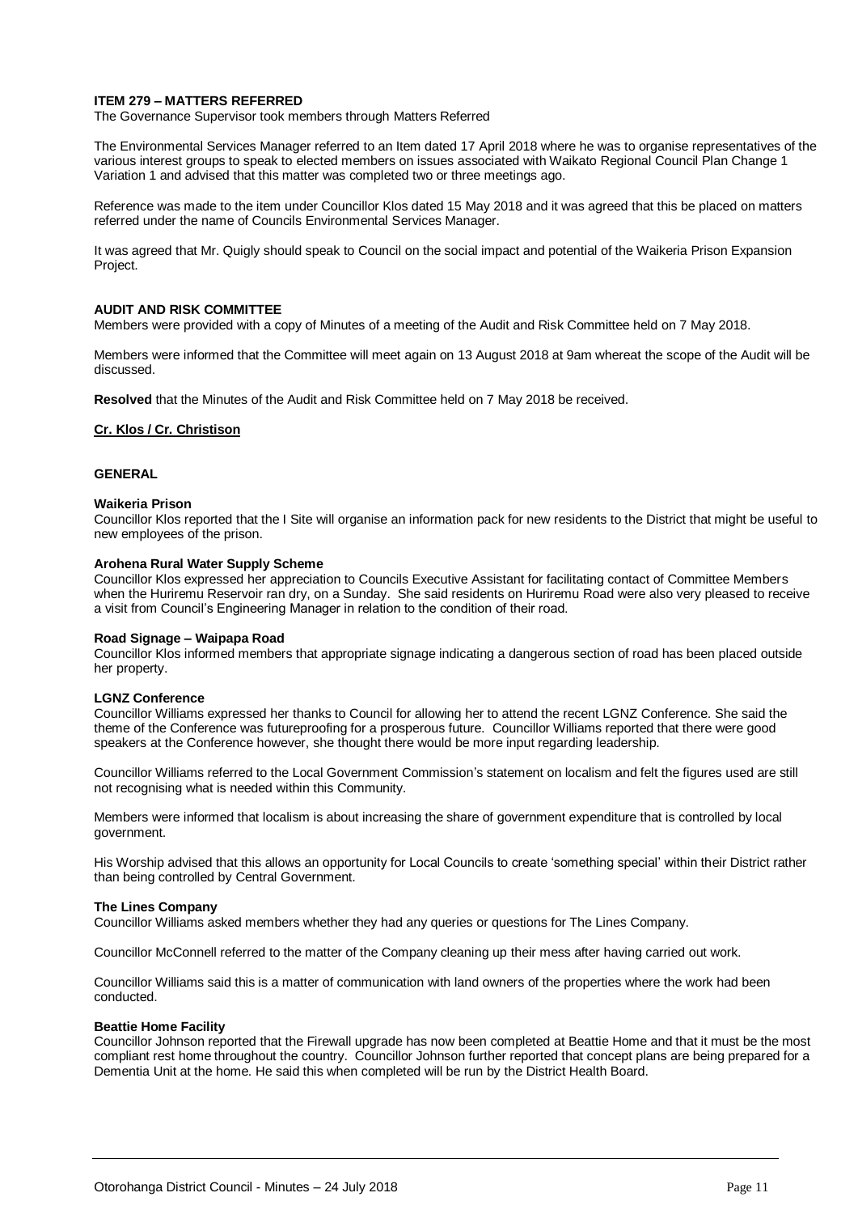**ITEM 279 – MATTERS REFERRED**

The Governance Supervisor took members through Matters Referred

The Environmental Services Manager referred to an Item dated 17 April 2018 where he was to organise representatives of the various interest groups to speak to elected members on issues associated with Waikato Regional Council Plan Change 1 Variation 1 and advised that this matter was completed two or three meetings ago.

Reference was made to the item under Councillor Klos dated 15 May 2018 and it was agreed that this be placed on matters referred under the name of Councils Environmental Services Manager.

It was agreed that Mr. Quigly should speak to Council on the social impact and potential of the Waikeria Prison Expansion Project.

**AUDIT AND RISK COMMITTEE**

Members were provided with a copy of Minutes of a meeting of the Audit and Risk Committee held on 7 May 2018.

Members were informed that the Committee will meet again on 13 August 2018 at 9am whereat the scope of the Audit will be discussed.

**Resolved** that the Minutes of the Audit and Risk Committee held on 7 May 2018 be received.

**Cr. Klos / Cr. Christison**

**GENERAL**

**Waikeria Prison**

Councillor Klos reported that the I Site will organise an information pack for new residents to the District that might be useful to new employees of the prison.

**Arohena Rural Water Supply Scheme**

Councillor Klos expressed her appreciation to Councils Executive Assistant for facilitating contact of Committee Members when the Huriremu Reservoir ran dry, on a Sunday. She said residents on Huriremu Road were also very pleased to receive a visit from Council's Engineering Manager in relation to the condition of their road.

**Road Signage – Waipapa Road**

Councillor Klos informed members that appropriate signage indicating a dangerous section of road has been placed outside her property.

**LGNZ Conference**

Councillor Williams expressed her thanks to Council for allowing her to attend the recent LGNZ Conference. She said the theme of the Conference was futureproofing for a prosperous future. Councillor Williams reported that there were good speakers at the Conference however, she thought there would be more input regarding leadership.

Councillor Williams referred to the Local Government Commission's statement on localism and felt the figures used are still not recognising what is needed within this Community.

Members were informed that localism is about increasing the share of government expenditure that is controlled by local government.

His Worship advised that this allows an opportunity for Local Councils to create 'something special' within their District rather than being controlled by Central Government.

**The Lines Company**

Councillor Williams asked members whether they had any queries or questions for The Lines Company.

Councillor McConnell referred to the matter of the Company cleaning up their mess after having carried out work.

Councillor Williams said this is a matter of communication with land owners of the properties where the work had been conducted.

**Beattie Home Facility**

Councillor Johnson reported that the Firewall upgrade has now been completed at Beattie Home and that it must be the most compliant rest home throughout the country. Councillor Johnson further reported that concept plans are being prepared for a Dementia Unit at the home. He said this when completed will be run by the District Health Board.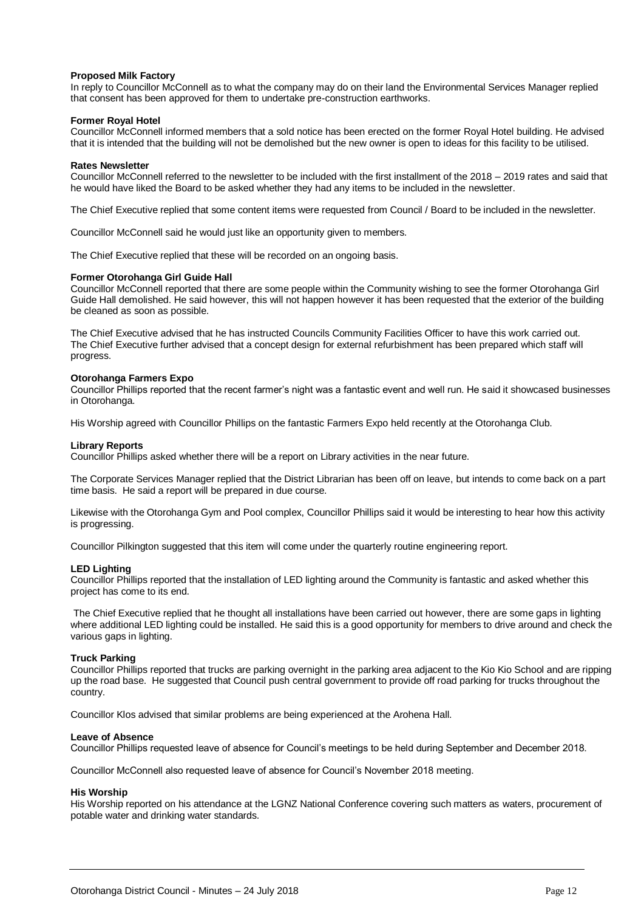**Proposed Milk Factory**
In reply to Councillor McConnell as to what the company may do on their land the Environmental Services Manager replied that consent has been approved for them to undertake pre-construction earthworks.

**Former Royal Hotel**
Councillor McConnell informed members that a sold notice has been erected on the former Royal Hotel building. He advised that it is intended that the building will not be demolished but the new owner is open to ideas for this facility to be utilised.

**Rates Newsletter**
Councillor McConnell referred to the newsletter to be included with the first installment of the 2018 – 2019 rates and said that he would have liked the Board to be asked whether they had any items to be included in the newsletter.

The Chief Executive replied that some content items were requested from Council / Board to be included in the newsletter.

Councillor McConnell said he would just like an opportunity given to members.

The Chief Executive replied that these will be recorded on an ongoing basis.

**Former Otorohanga Girl Guide Hall**
Councillor McConnell reported that there are some people within the Community wishing to see the former Otorohanga Girl Guide Hall demolished. He said however, this will not happen however it has been requested that the exterior of the building be cleaned as soon as possible.

The Chief Executive advised that he has instructed Councils Community Facilities Officer to have this work carried out. The Chief Executive further advised that a concept design for external refurbishment has been prepared which staff will progress.

**Otorohanga Farmers Expo**
Councillor Phillips reported that the recent farmer's night was a fantastic event and well run. He said it showcased businesses in Otorohanga.

His Worship agreed with Councillor Phillips on the fantastic Farmers Expo held recently at the Otorohanga Club.

**Library Reports**
Councillor Phillips asked whether there will be a report on Library activities in the near future.

The Corporate Services Manager replied that the District Librarian has been off on leave, but intends to come back on a part time basis. He said a report will be prepared in due course.

Likewise with the Otorohanga Gym and Pool complex, Councillor Phillips said it would be interesting to hear how this activity is progressing.

Councillor Pilkington suggested that this item will come under the quarterly routine engineering report.

**LED Lighting**
Councillor Phillips reported that the installation of LED lighting around the Community is fantastic and asked whether this project has come to its end.

The Chief Executive replied that he thought all installations have been carried out however, there are some gaps in lighting where additional LED lighting could be installed. He said this is a good opportunity for members to drive around and check the various gaps in lighting.

**Truck Parking**
Councillor Phillips reported that trucks are parking overnight in the parking area adjacent to the Kio Kio School and are ripping up the road base. He suggested that Council push central government to provide off road parking for trucks throughout the country.

Councillor Klos advised that similar problems are being experienced at the Arohena Hall.

**Leave of Absence**
Councillor Phillips requested leave of absence for Council's meetings to be held during September and December 2018.

Councillor McConnell also requested leave of absence for Council's November 2018 meeting.

**His Worship**
His Worship reported on his attendance at the LGNZ National Conference covering such matters as waters, procurement of potable water and drinking water standards.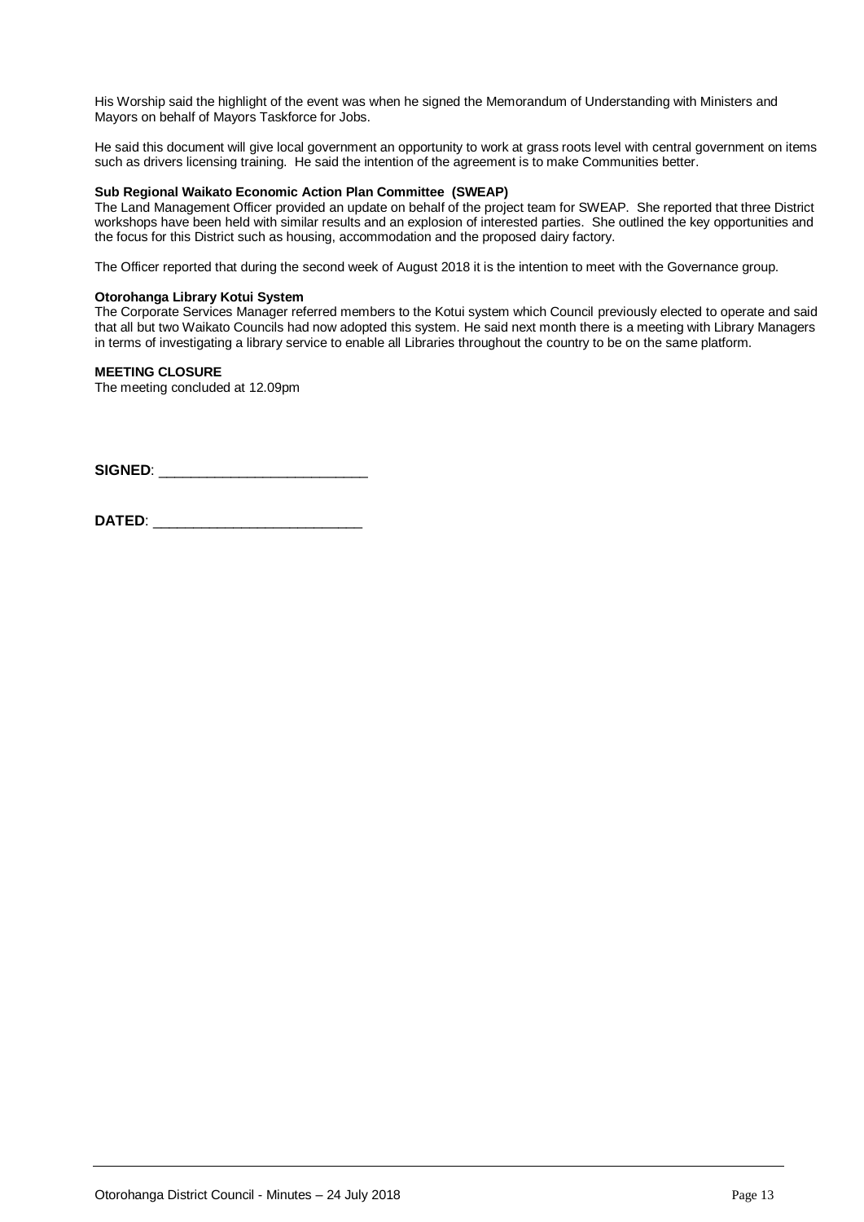His Worship said the highlight of the event was when he signed the Memorandum of Understanding with Ministers and Mayors on behalf of Mayors Taskforce for Jobs.

He said this document will give local government an opportunity to work at grass roots level with central government on items such as drivers licensing training. He said the intention of the agreement is to make Communities better.

**Sub Regional Waikato Economic Action Plan Committee (SWEAP)**
The Land Management Officer provided an update on behalf of the project team for SWEAP. She reported that three District workshops have been held with similar results and an explosion of interested parties. She outlined the key opportunities and the focus for this District such as housing, accommodation and the proposed dairy factory.

The Officer reported that during the second week of August 2018 it is the intention to meet with the Governance group.

**Otorohanga Library Kotui System**
The Corporate Services Manager referred members to the Kotui system which Council previously elected to operate and said that all but two Waikato Councils had now adopted this system. He said next month there is a meeting with Library Managers in terms of investigating a library service to enable all Libraries throughout the country to be on the same platform.

**MEETING CLOSURE**
The meeting concluded at 12.09pm

**SIGNED**: ___________________________

**DATED**: ___________________________